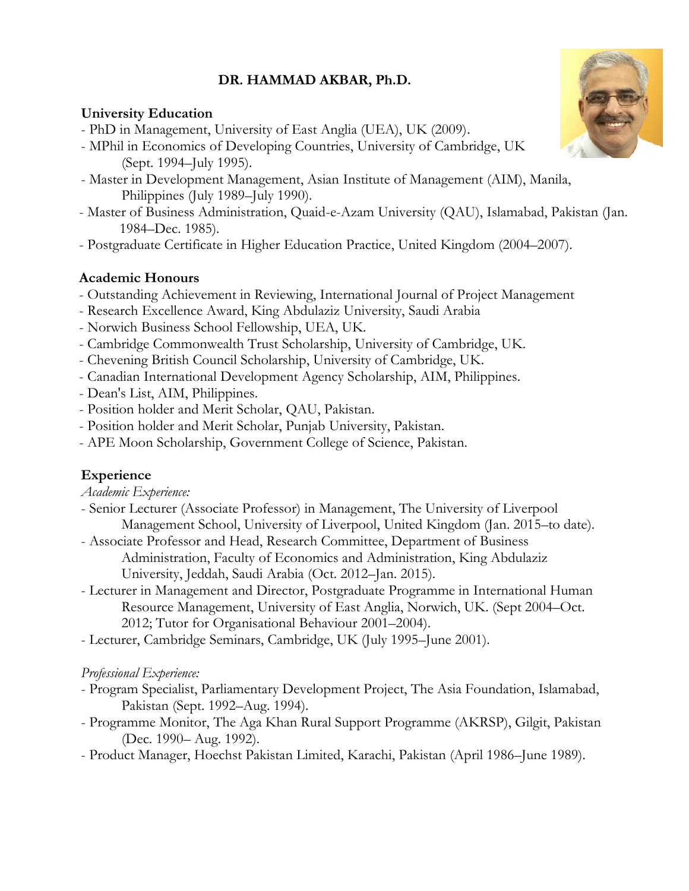# DR. HAMMAD AKBAR, Ph.D.

## University Education

- PhD in Management, University of East Anglia (UEA), UK (2009).
- MPhil in Economics of Developing Countries, University of Cambridge, UK (Sept. 1994–July 1995).
- Master in Development Management, Asian Institute of Management (AIM), Manila, Philippines (July 1989–July 1990).
- Master of Business Administration, Quaid-e-Azam University (QAU), Islamabad, Pakistan (Jan. 1984–Dec. 1985).
- Postgraduate Certificate in Higher Education Practice, United Kingdom (2004–2007).

## Academic Honours

- Outstanding Achievement in Reviewing, International Journal of Project Management
- Research Excellence Award, King Abdulaziz University, Saudi Arabia
- Norwich Business School Fellowship, UEA, UK.
- Cambridge Commonwealth Trust Scholarship, University of Cambridge, UK.
- Chevening British Council Scholarship, University of Cambridge, UK.
- Canadian International Development Agency Scholarship, AIM, Philippines.
- Dean's List, AIM, Philippines.
- Position holder and Merit Scholar, QAU, Pakistan.
- Position holder and Merit Scholar, Punjab University, Pakistan.
- APE Moon Scholarship, Government College of Science, Pakistan.

## Experience

*Academic Experience:*

- Senior Lecturer (Associate Professor) in Management, The University of Liverpool Management School, University of Liverpool, United Kingdom (Jan. 2015–to date).
- Associate Professor and Head, Research Committee, Department of Business Administration, Faculty of Economics and Administration, King Abdulaziz University, Jeddah, Saudi Arabia (Oct. 2012–Jan. 2015).
- Lecturer in Management and Director, Postgraduate Programme in International Human Resource Management, University of East Anglia, Norwich, UK. (Sept 2004–Oct. 2012; Tutor for Organisational Behaviour 2001–2004).
- Lecturer, Cambridge Seminars, Cambridge, UK (July 1995–June 2001).

*Professional Experience:*

- Program Specialist, Parliamentary Development Project, The Asia Foundation, Islamabad, Pakistan (Sept. 1992–Aug. 1994).
- Programme Monitor, The Aga Khan Rural Support Programme (AKRSP), Gilgit, Pakistan (Dec. 1990– Aug. 1992).
- Product Manager, Hoechst Pakistan Limited, Karachi, Pakistan (April 1986–June 1989).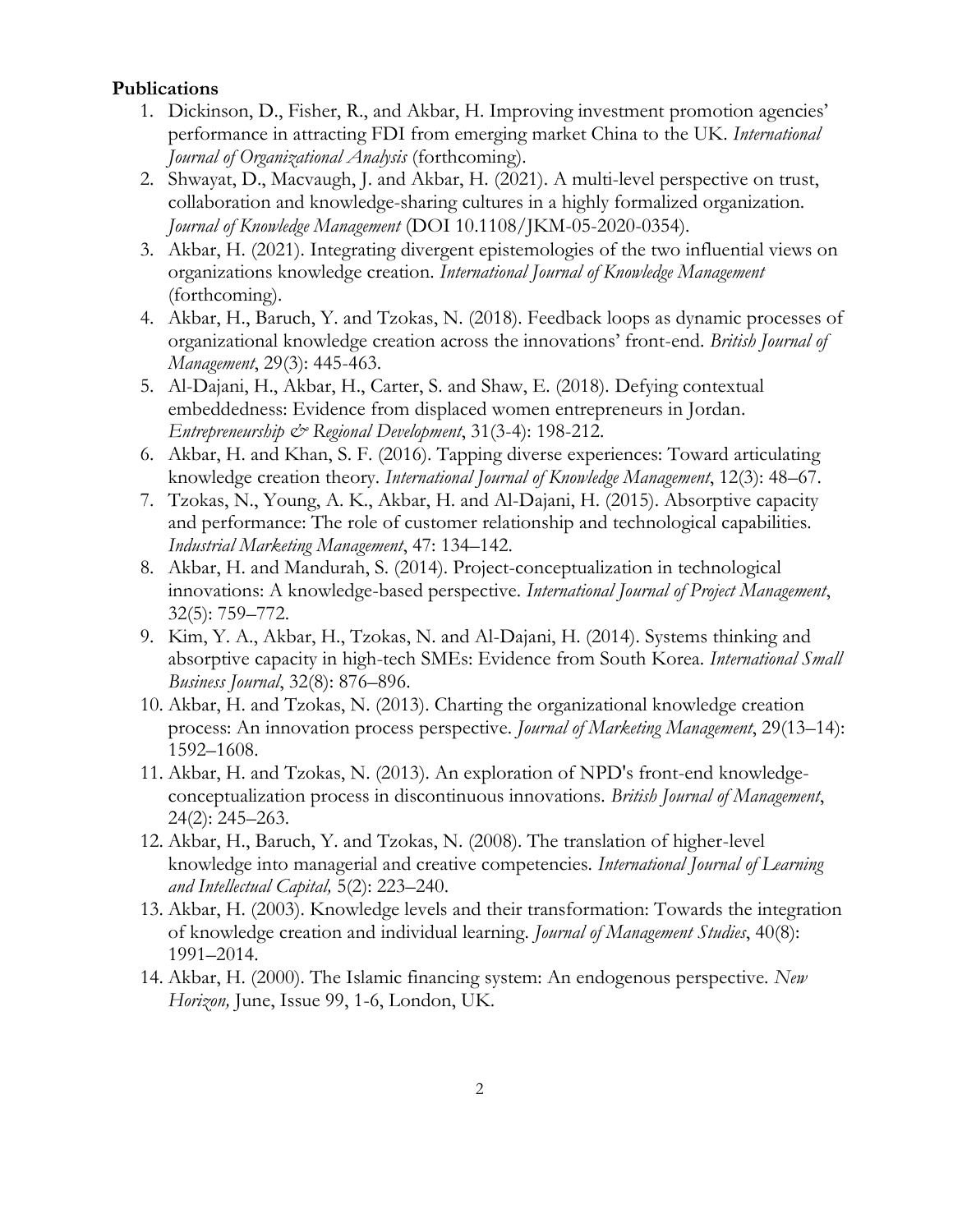**Publications**

1. Dickinson, D., Fisher, R., and Akbar, H. Improving investment promotion agencies' performance in attracting FDI from emerging market China to the UK. *International Journal of Organizational Analysis* (forthcoming).
2. Shwayat, D., Macvaugh, J. and Akbar, H. (2021). A multi-level perspective on trust, collaboration and knowledge-sharing cultures in a highly formalized organization. *Journal of Knowledge Management* (DOI 10.1108/JKM-05-2020-0354).
3. Akbar, H. (2021). Integrating divergent epistemologies of the two influential views on organizations knowledge creation. *International Journal of Knowledge Management* (forthcoming).
4. Akbar, H., Baruch, Y. and Tzokas, N. (2018). Feedback loops as dynamic processes of organizational knowledge creation across the innovations' front-end. *British Journal of Management*, 29(3): 445-463.
5. Al-Dajani, H., Akbar, H., Carter, S. and Shaw, E. (2018). Defying contextual embeddedness: Evidence from displaced women entrepreneurs in Jordan. *Entrepreneurship & Regional Development*, 31(3-4): 198-212.
6. Akbar, H. and Khan, S. F. (2016). Tapping diverse experiences: Toward articulating knowledge creation theory. *International Journal of Knowledge Management*, 12(3): 48–67.
7. Tzokas, N., Young, A. K., Akbar, H. and Al-Dajani, H. (2015). Absorptive capacity and performance: The role of customer relationship and technological capabilities. *Industrial Marketing Management*, 47: 134–142.
8. Akbar, H. and Mandurah, S. (2014). Project-conceptualization in technological innovations: A knowledge-based perspective. *International Journal of Project Management*, 32(5): 759–772.
9. Kim, Y. A., Akbar, H., Tzokas, N. and Al-Dajani, H. (2014). Systems thinking and absorptive capacity in high-tech SMEs: Evidence from South Korea. *International Small Business Journal*, 32(8): 876–896.
10. Akbar, H. and Tzokas, N. (2013). Charting the organizational knowledge creation process: An innovation process perspective. *Journal of Marketing Management*, 29(13–14): 1592–1608.
11. Akbar, H. and Tzokas, N. (2013). An exploration of NPD's front-end knowledge-conceptualization process in discontinuous innovations. *British Journal of Management*, 24(2): 245–263.
12. Akbar, H., Baruch, Y. and Tzokas, N. (2008). The translation of higher-level knowledge into managerial and creative competencies. *International Journal of Learning and Intellectual Capital,* 5(2): 223–240.
13. Akbar, H. (2003). Knowledge levels and their transformation: Towards the integration of knowledge creation and individual learning. *Journal of Management Studies*, 40(8): 1991–2014.
14. Akbar, H. (2000). The Islamic financing system: An endogenous perspective. *New Horizon,* June, Issue 99, 1-6, London, UK.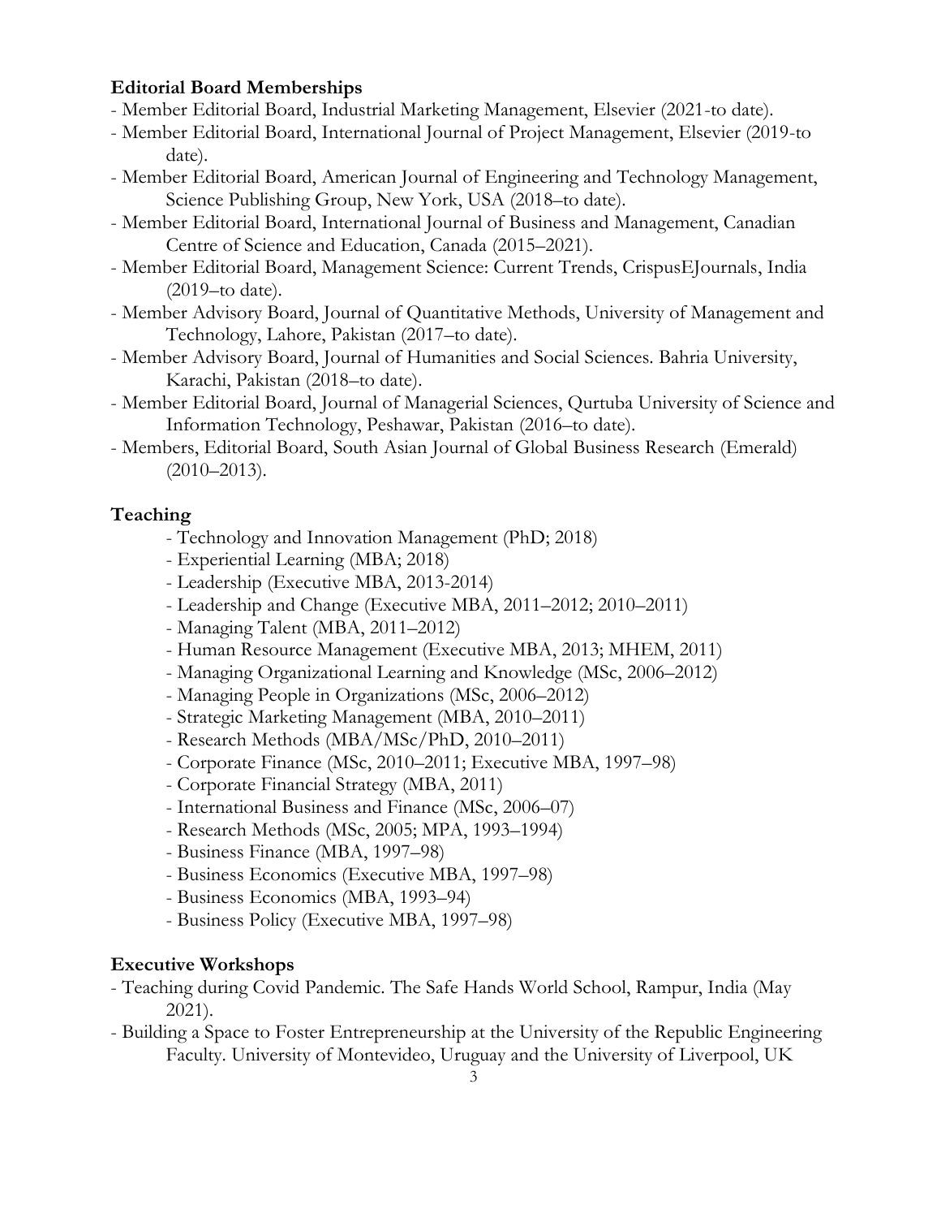## Editorial Board Memberships

- Member Editorial Board, Industrial Marketing Management, Elsevier (2021-to date).
- Member Editorial Board, International Journal of Project Management, Elsevier (2019-to date).
- Member Editorial Board, American Journal of Engineering and Technology Management, Science Publishing Group, New York, USA (2018–to date).
- Member Editorial Board, International Journal of Business and Management, Canadian Centre of Science and Education, Canada (2015–2021).
- Member Editorial Board, Management Science: Current Trends, CrispusEJournals, India (2019–to date).
- Member Advisory Board, Journal of Quantitative Methods, University of Management and Technology, Lahore, Pakistan (2017–to date).
- Member Advisory Board, Journal of Humanities and Social Sciences. Bahria University, Karachi, Pakistan (2018–to date).
- Member Editorial Board, Journal of Managerial Sciences, Qurtuba University of Science and Information Technology, Peshawar, Pakistan (2016–to date).
- Members, Editorial Board, South Asian Journal of Global Business Research (Emerald) (2010–2013).

## Teaching

- Technology and Innovation Management (PhD; 2018)
- Experiential Learning (MBA; 2018)
- Leadership (Executive MBA, 2013-2014)
- Leadership and Change (Executive MBA, 2011–2012; 2010–2011)
- Managing Talent (MBA, 2011–2012)
- Human Resource Management (Executive MBA, 2013; MHEM, 2011)
- Managing Organizational Learning and Knowledge (MSc, 2006–2012)
- Managing People in Organizations (MSc, 2006–2012)
- Strategic Marketing Management (MBA, 2010–2011)
- Research Methods (MBA/MSc/PhD, 2010–2011)
- Corporate Finance (MSc, 2010–2011; Executive MBA, 1997–98)
- Corporate Financial Strategy (MBA, 2011)
- International Business and Finance (MSc, 2006–07)
- Research Methods (MSc, 2005; MPA, 1993–1994)
- Business Finance (MBA, 1997–98)
- Business Economics (Executive MBA, 1997–98)
- Business Economics (MBA, 1993–94)
- Business Policy (Executive MBA, 1997–98)

## Executive Workshops

- Teaching during Covid Pandemic. The Safe Hands World School, Rampur, India (May 2021).
- Building a Space to Foster Entrepreneurship at the University of the Republic Engineering Faculty. University of Montevideo, Uruguay and the University of Liverpool, UK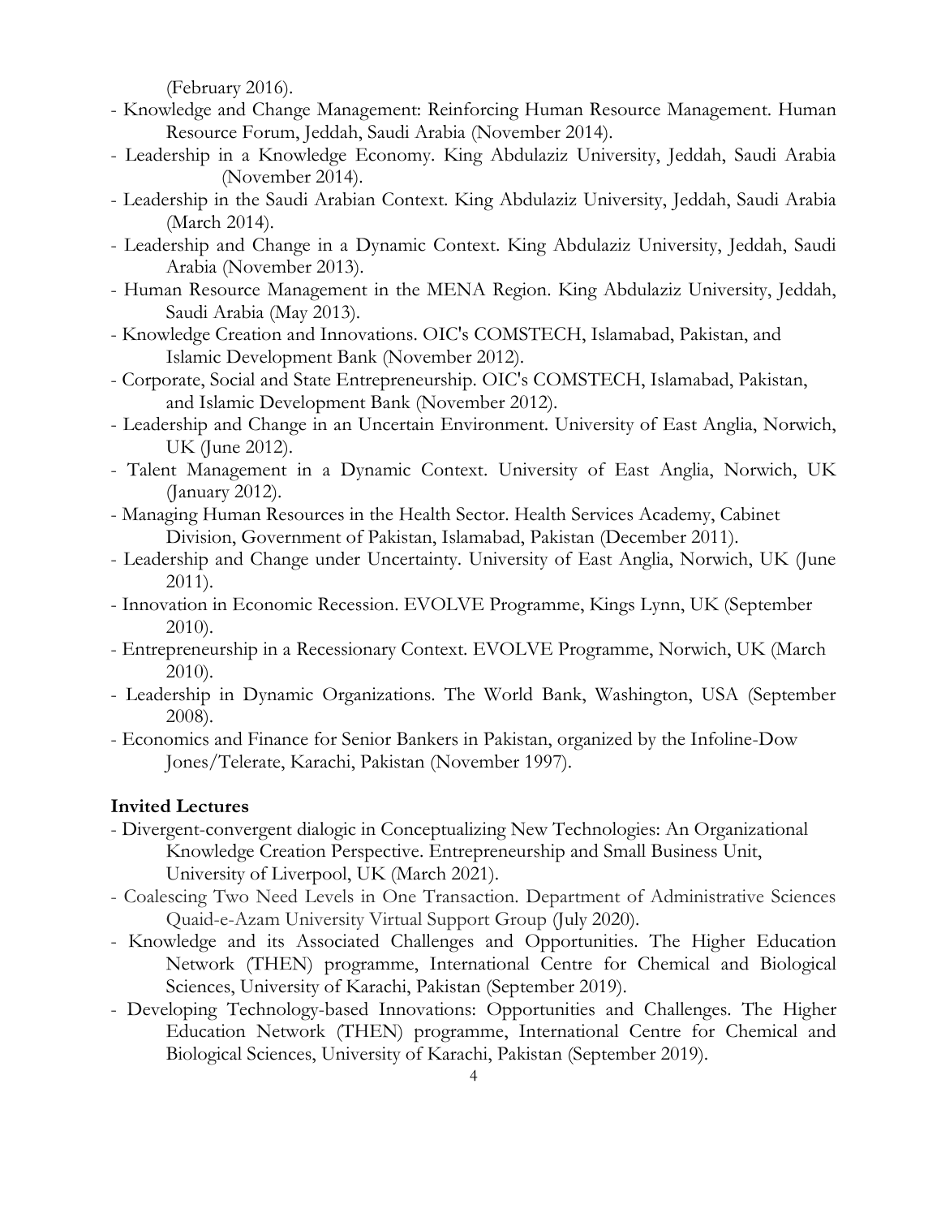(February 2016).

- Knowledge and Change Management: Reinforcing Human Resource Management. Human Resource Forum, Jeddah, Saudi Arabia (November 2014).
- Leadership in a Knowledge Economy. King Abdulaziz University, Jeddah, Saudi Arabia (November 2014).
- Leadership in the Saudi Arabian Context. King Abdulaziz University, Jeddah, Saudi Arabia (March 2014).
- Leadership and Change in a Dynamic Context. King Abdulaziz University, Jeddah, Saudi Arabia (November 2013).
- Human Resource Management in the MENA Region. King Abdulaziz University, Jeddah, Saudi Arabia (May 2013).
- Knowledge Creation and Innovations. OIC's COMSTECH, Islamabad, Pakistan, and Islamic Development Bank (November 2012).
- Corporate, Social and State Entrepreneurship. OIC's COMSTECH, Islamabad, Pakistan, and Islamic Development Bank (November 2012).
- Leadership and Change in an Uncertain Environment. University of East Anglia, Norwich, UK (June 2012).
- Talent Management in a Dynamic Context. University of East Anglia, Norwich, UK (January 2012).
- Managing Human Resources in the Health Sector. Health Services Academy, Cabinet Division, Government of Pakistan, Islamabad, Pakistan (December 2011).
- Leadership and Change under Uncertainty. University of East Anglia, Norwich, UK (June 2011).
- Innovation in Economic Recession. EVOLVE Programme, Kings Lynn, UK (September 2010).
- Entrepreneurship in a Recessionary Context. EVOLVE Programme, Norwich, UK (March 2010).
- Leadership in Dynamic Organizations. The World Bank, Washington, USA (September 2008).
- Economics and Finance for Senior Bankers in Pakistan, organized by the Infoline-Dow Jones/Telerate, Karachi, Pakistan (November 1997).

**Invited Lectures**

- Divergent-convergent dialogic in Conceptualizing New Technologies: An Organizational Knowledge Creation Perspective. Entrepreneurship and Small Business Unit, University of Liverpool, UK (March 2021).
- Coalescing Two Need Levels in One Transaction. Department of Administrative Sciences Quaid-e-Azam University Virtual Support Group (July 2020).
- Knowledge and its Associated Challenges and Opportunities. The Higher Education Network (THEN) programme, International Centre for Chemical and Biological Sciences, University of Karachi, Pakistan (September 2019).
- Developing Technology-based Innovations: Opportunities and Challenges. The Higher Education Network (THEN) programme, International Centre for Chemical and Biological Sciences, University of Karachi, Pakistan (September 2019).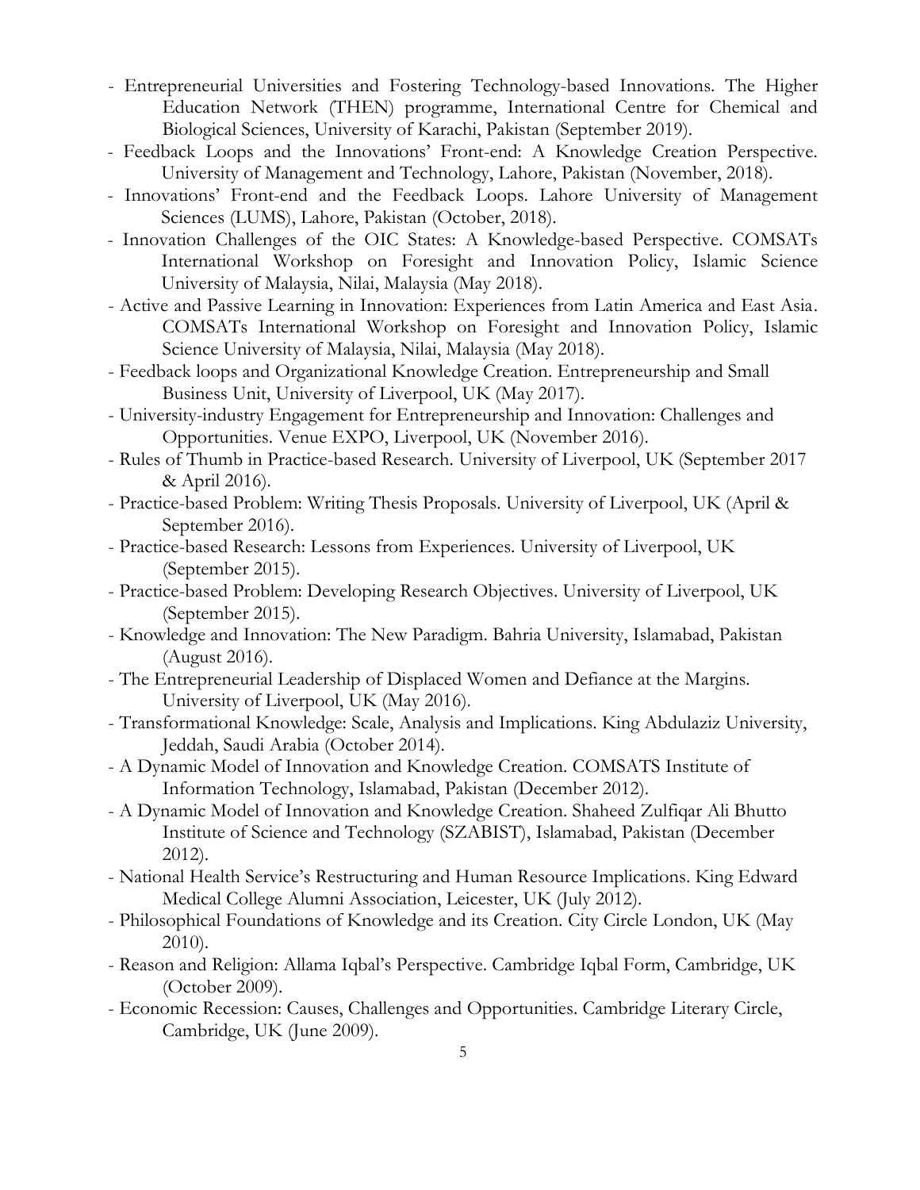- Entrepreneurial Universities and Fostering Technology-based Innovations. The Higher Education Network (THEN) programme, International Centre for Chemical and Biological Sciences, University of Karachi, Pakistan (September 2019).
- Feedback Loops and the Innovations' Front-end: A Knowledge Creation Perspective. University of Management and Technology, Lahore, Pakistan (November, 2018).
- Innovations' Front-end and the Feedback Loops. Lahore University of Management Sciences (LUMS), Lahore, Pakistan (October, 2018).
- Innovation Challenges of the OIC States: A Knowledge-based Perspective. COMSATs International Workshop on Foresight and Innovation Policy, Islamic Science University of Malaysia, Nilai, Malaysia (May 2018).
- Active and Passive Learning in Innovation: Experiences from Latin America and East Asia. COMSATs International Workshop on Foresight and Innovation Policy, Islamic Science University of Malaysia, Nilai, Malaysia (May 2018).
- Feedback loops and Organizational Knowledge Creation. Entrepreneurship and Small Business Unit, University of Liverpool, UK (May 2017).
- University-industry Engagement for Entrepreneurship and Innovation: Challenges and Opportunities. Venue EXPO, Liverpool, UK (November 2016).
- Rules of Thumb in Practice-based Research. University of Liverpool, UK (September 2017 & April 2016).
- Practice-based Problem: Writing Thesis Proposals. University of Liverpool, UK (April & September 2016).
- Practice-based Research: Lessons from Experiences. University of Liverpool, UK (September 2015).
- Practice-based Problem: Developing Research Objectives. University of Liverpool, UK (September 2015).
- Knowledge and Innovation: The New Paradigm. Bahria University, Islamabad, Pakistan (August 2016).
- The Entrepreneurial Leadership of Displaced Women and Defiance at the Margins. University of Liverpool, UK (May 2016).
- Transformational Knowledge: Scale, Analysis and Implications. King Abdulaziz University, Jeddah, Saudi Arabia (October 2014).
- A Dynamic Model of Innovation and Knowledge Creation. COMSATS Institute of Information Technology, Islamabad, Pakistan (December 2012).
- A Dynamic Model of Innovation and Knowledge Creation. Shaheed Zulfiqar Ali Bhutto Institute of Science and Technology (SZABIST), Islamabad, Pakistan (December 2012).
- National Health Service's Restructuring and Human Resource Implications. King Edward Medical College Alumni Association, Leicester, UK (July 2012).
- Philosophical Foundations of Knowledge and its Creation. City Circle London, UK (May 2010).
- Reason and Religion: Allama Iqbal's Perspective. Cambridge Iqbal Form, Cambridge, UK (October 2009).
- Economic Recession: Causes, Challenges and Opportunities. Cambridge Literary Circle, Cambridge, UK (June 2009).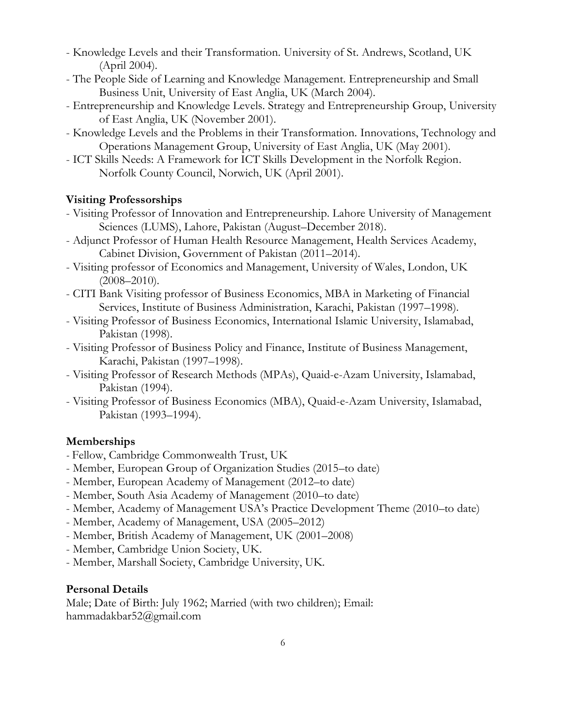- Knowledge Levels and their Transformation. University of St. Andrews, Scotland, UK (April 2004).
- The People Side of Learning and Knowledge Management. Entrepreneurship and Small Business Unit, University of East Anglia, UK (March 2004).
- Entrepreneurship and Knowledge Levels. Strategy and Entrepreneurship Group, University of East Anglia, UK (November 2001).
- Knowledge Levels and the Problems in their Transformation. Innovations, Technology and Operations Management Group, University of East Anglia, UK (May 2001).
- ICT Skills Needs: A Framework for ICT Skills Development in the Norfolk Region. Norfolk County Council, Norwich, UK (April 2001).

### Visiting Professorships

- Visiting Professor of Innovation and Entrepreneurship. Lahore University of Management Sciences (LUMS), Lahore, Pakistan (August–December 2018).
- Adjunct Professor of Human Health Resource Management, Health Services Academy, Cabinet Division, Government of Pakistan (2011–2014).
- Visiting professor of Economics and Management, University of Wales, London, UK (2008–2010).
- CITI Bank Visiting professor of Business Economics, MBA in Marketing of Financial Services, Institute of Business Administration, Karachi, Pakistan (1997–1998).
- Visiting Professor of Business Economics, International Islamic University, Islamabad, Pakistan (1998).
- Visiting Professor of Business Policy and Finance, Institute of Business Management, Karachi, Pakistan (1997–1998).
- Visiting Professor of Research Methods (MPAs), Quaid-e-Azam University, Islamabad, Pakistan (1994).
- Visiting Professor of Business Economics (MBA), Quaid-e-Azam University, Islamabad, Pakistan (1993–1994).

### Memberships

- Fellow, Cambridge Commonwealth Trust, UK
- Member, European Group of Organization Studies (2015–to date)
- Member, European Academy of Management (2012–to date)
- Member, South Asia Academy of Management (2010–to date)
- Member, Academy of Management USA's Practice Development Theme (2010–to date)
- Member, Academy of Management, USA (2005–2012)
- Member, British Academy of Management, UK (2001–2008)
- Member, Cambridge Union Society, UK.
- Member, Marshall Society, Cambridge University, UK.

### Personal Details

Male; Date of Birth: July 1962; Married (with two children); Email: hammadakbar52@gmail.com